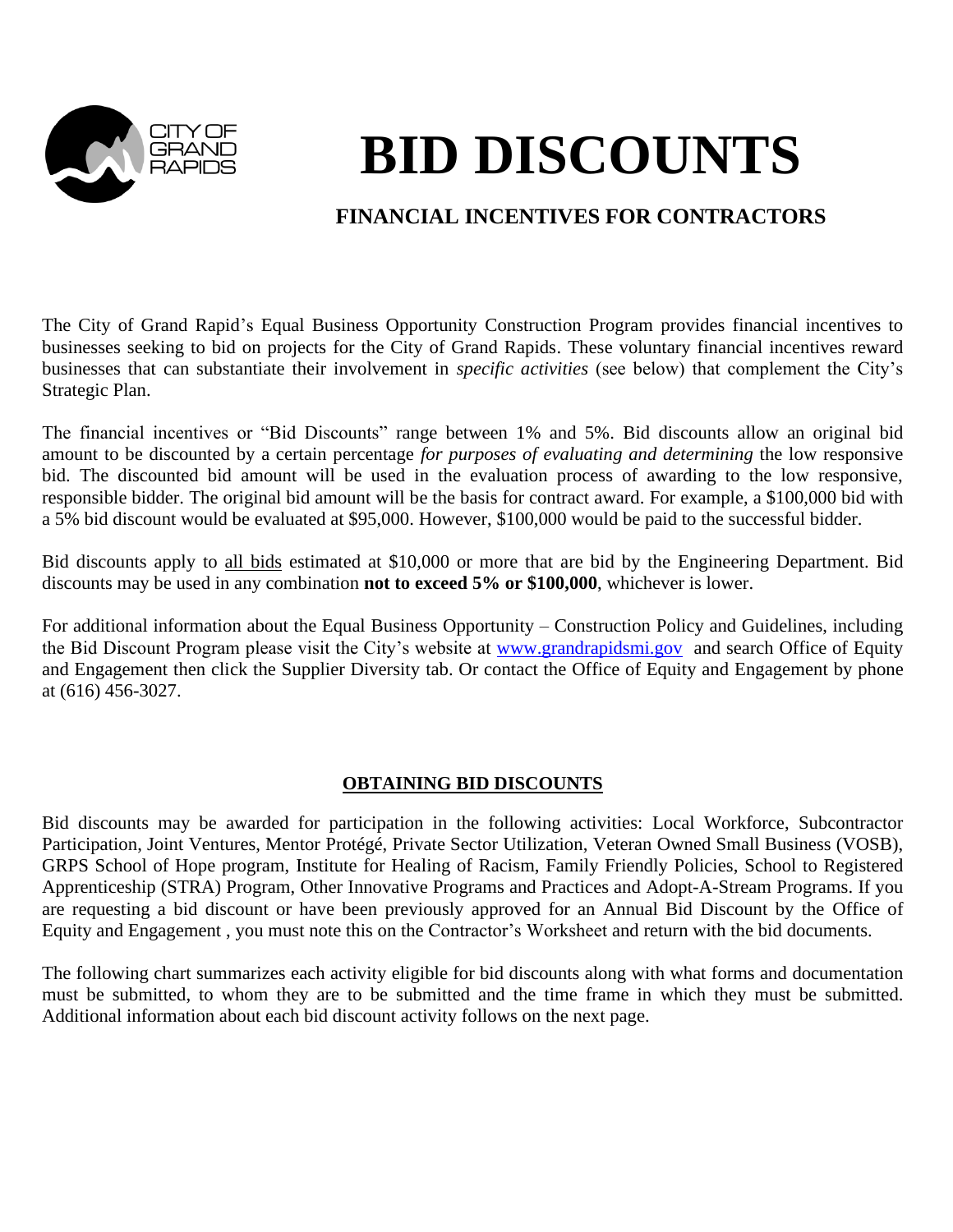CITY OF GRAND RAPIDS

# BID DISCOUNTS

## FINANCIAL INCENTIVES FOR CONTRACTORS

The City of Grand Rapid's Equal Business Opportunity Construction Program provides financial incentives to businesses seeking to bid on projects for the City of Grand Rapids. These voluntary financial incentives reward businesses that can substantiate their involvement in *specific activities* (see below) that complement the City's Strategic Plan.

The financial incentives or "Bid Discounts" range between 1% and 5%. Bid discounts allow an original bid amount to be discounted by a certain percentage *for purposes of evaluating and determining* the low responsive bid. The discounted bid amount will be used in the evaluation process of awarding to the low responsive, responsible bidder. The original bid amount will be the basis for contract award. For example, a $100,000 bid with a 5% bid discount would be evaluated at $95,000. However, $100,000 would be paid to the successful bidder.

Bid discounts apply to <u>all bids</u> estimated at $10,000 or more that are bid by the Engineering Department. Bid discounts may be used in any combination **not to exceed 5% or $100,000**, whichever is lower.

For additional information about the Equal Business Opportunity – Construction Policy and Guidelines, including the Bid Discount Program please visit the City's website at www.grandrapidsmi.gov and search Office of Equity and Engagement then click the Supplier Diversity tab. Or contact the Office of Equity and Engagement by phone at (616) 456-3027.

### OBTAINING BID DISCOUNTS

Bid discounts may be awarded for participation in the following activities: Local Workforce, Subcontractor Participation, Joint Ventures, Mentor Protégé, Private Sector Utilization, Veteran Owned Small Business (VOSB), GRPS School of Hope program, Institute for Healing of Racism, Family Friendly Policies, School to Registered Apprenticeship (STRA) Program, Other Innovative Programs and Practices and Adopt-A-Stream Programs. If you are requesting a bid discount or have been previously approved for an Annual Bid Discount by the Office of Equity and Engagement , you must note this on the Contractor's Worksheet and return with the bid documents.

The following chart summarizes each activity eligible for bid discounts along with what forms and documentation must be submitted, to whom they are to be submitted and the time frame in which they must be submitted. Additional information about each bid discount activity follows on the next page.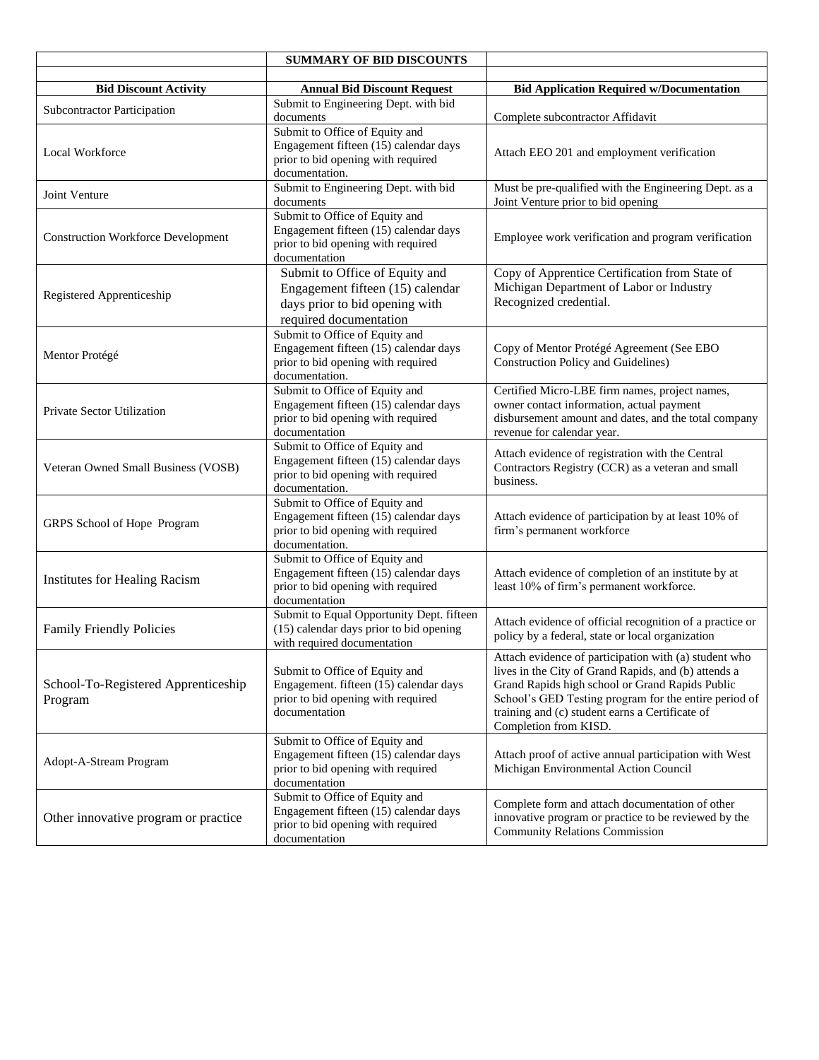| | SUMMARY OF BID DISCOUNTS | |
|---|---|---|
| | | |
| **Bid Discount Activity** | **Annual Bid Discount Request** | **Bid Application Required w/Documentation** |
| Subcontractor Participation | Submit to Engineering Dept. with bid documents | Complete subcontractor Affidavit |
| Local Workforce | Submit to Office of Equity and Engagement fifteen (15) calendar days prior to bid opening with required documentation. | Attach EEO 201 and employment verification |
| Joint Venture | Submit to Engineering Dept. with bid documents | Must be pre-qualified with the Engineering Dept. as a Joint Venture prior to bid opening |
| Construction Workforce Development | Submit to Office of Equity and Engagement fifteen (15) calendar days prior to bid opening with required documentation | Employee work verification and program verification |
| Registered Apprenticeship | Submit to Office of Equity and Engagement fifteen (15) calendar days prior to bid opening with required documentation | Copy of Apprentice Certification from State of Michigan Department of Labor or Industry Recognized credential. |
| Mentor Protégé | Submit to Office of Equity and Engagement fifteen (15) calendar days prior to bid opening with required documentation. | Copy of Mentor Protégé Agreement (See EBO Construction Policy and Guidelines) |
| Private Sector Utilization | Submit to Office of Equity and Engagement fifteen (15) calendar days prior to bid opening with required documentation | Certified Micro-LBE firm names, project names, owner contact information, actual payment disbursement amount and dates, and the total company revenue for calendar year. |
| Veteran Owned Small Business (VOSB) | Submit to Office of Equity and Engagement fifteen (15) calendar days prior to bid opening with required documentation. | Attach evidence of registration with the Central Contractors Registry (CCR) as a veteran and small business. |
| GRPS School of Hope Program | Submit to Office of Equity and Engagement fifteen (15) calendar days prior to bid opening with required documentation. | Attach evidence of participation by at least 10% of firm's permanent workforce |
| Institutes for Healing Racism | Submit to Office of Equity and Engagement fifteen (15) calendar days prior to bid opening with required documentation | Attach evidence of completion of an institute by at least 10% of firm's permanent workforce. |
| Family Friendly Policies | Submit to Equal Opportunity Dept. fifteen (15) calendar days prior to bid opening with required documentation | Attach evidence of official recognition of a practice or policy by a federal, state or local organization |
| School-To-Registered Apprenticeship Program | Submit to Office of Equity and Engagement. fifteen (15) calendar days prior to bid opening with required documentation | Attach evidence of participation with (a) student who lives in the City of Grand Rapids, and (b) attends a Grand Rapids high school or Grand Rapids Public School's GED Testing program for the entire period of training and (c) student earns a Certificate of Completion from KISD. |
| Adopt-A-Stream Program | Submit to Office of Equity and Engagement fifteen (15) calendar days prior to bid opening with required documentation | Attach proof of active annual participation with West Michigan Environmental Action Council |
| Other innovative program or practice | Submit to Office of Equity and Engagement fifteen (15) calendar days prior to bid opening with required documentation | Complete form and attach documentation of other innovative program or practice to be reviewed by the Community Relations Commission |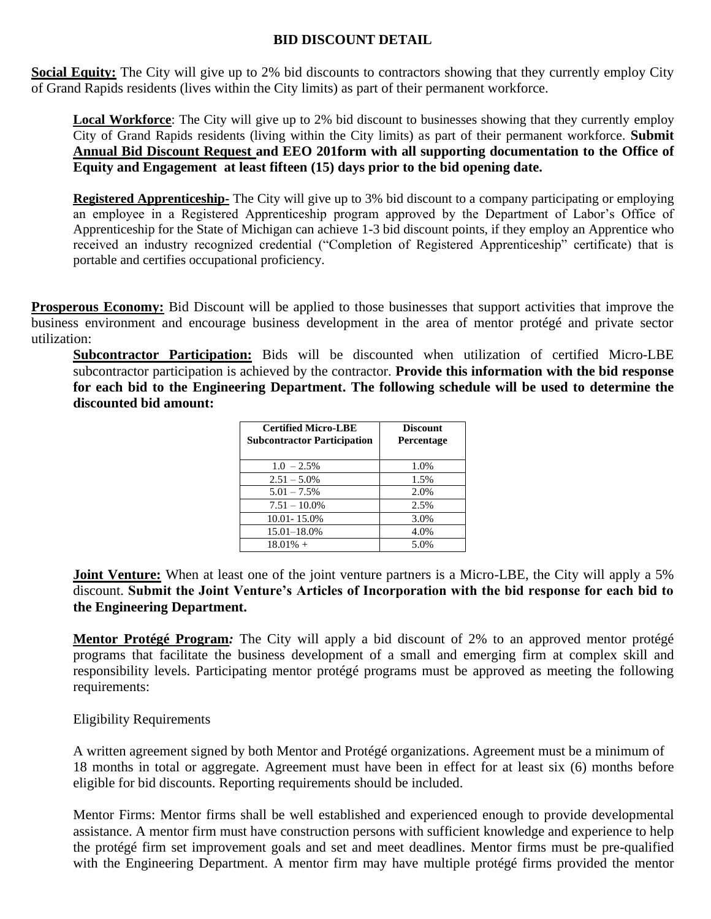# BID DISCOUNT DETAIL

**Social Equity:** The City will give up to 2% bid discounts to contractors showing that they currently employ City of Grand Rapids residents (lives within the City limits) as part of their permanent workforce.

**Local Workforce**: The City will give up to 2% bid discount to businesses showing that they currently employ City of Grand Rapids residents (living within the City limits) as part of their permanent workforce. **Submit Annual Bid Discount Request and EEO 201form with all supporting documentation to the Office of Equity and Engagement at least fifteen (15) days prior to the bid opening date.**

**Registered Apprenticeship**- The City will give up to 3% bid discount to a company participating or employing an employee in a Registered Apprenticeship program approved by the Department of Labor's Office of Apprenticeship for the State of Michigan can achieve 1-3 bid discount points, if they employ an Apprentice who received an industry recognized credential ("Completion of Registered Apprenticeship" certificate) that is portable and certifies occupational proficiency.

**Prosperous Economy:** Bid Discount will be applied to those businesses that support activities that improve the business environment and encourage business development in the area of mentor protégé and private sector utilization:

**Subcontractor Participation:** Bids will be discounted when utilization of certified Micro-LBE subcontractor participation is achieved by the contractor. **Provide this information with the bid response for each bid to the Engineering Department. The following schedule will be used to determine the discounted bid amount:**

| Certified Micro-LBE Subcontractor Participation | Discount Percentage |
|---|---|
| 1.0 – 2.5% | 1.0% |
| 2.51 – 5.0% | 1.5% |
| 5.01 – 7.5% | 2.0% |
| 7.51 – 10.0% | 2.5% |
| 10.01- 15.0% | 3.0% |
| 15.01–18.0% | 4.0% |
| 18.01% + | 5.0% |

**Joint Venture:** When at least one of the joint venture partners is a Micro-LBE, the City will apply a 5% discount. **Submit the Joint Venture's Articles of Incorporation with the bid response for each bid to the Engineering Department.**

**Mentor Protégé Program*:*** The City will apply a bid discount of 2% to an approved mentor protégé programs that facilitate the business development of a small and emerging firm at complex skill and responsibility levels. Participating mentor protégé programs must be approved as meeting the following requirements:

Eligibility Requirements

A written agreement signed by both Mentor and Protégé organizations. Agreement must be a minimum of 18 months in total or aggregate. Agreement must have been in effect for at least six (6) months before eligible for bid discounts. Reporting requirements should be included.

Mentor Firms: Mentor firms shall be well established and experienced enough to provide developmental assistance. A mentor firm must have construction persons with sufficient knowledge and experience to help the protégé firm set improvement goals and set and meet deadlines. Mentor firms must be pre-qualified with the Engineering Department. A mentor firm may have multiple protégé firms provided the mentor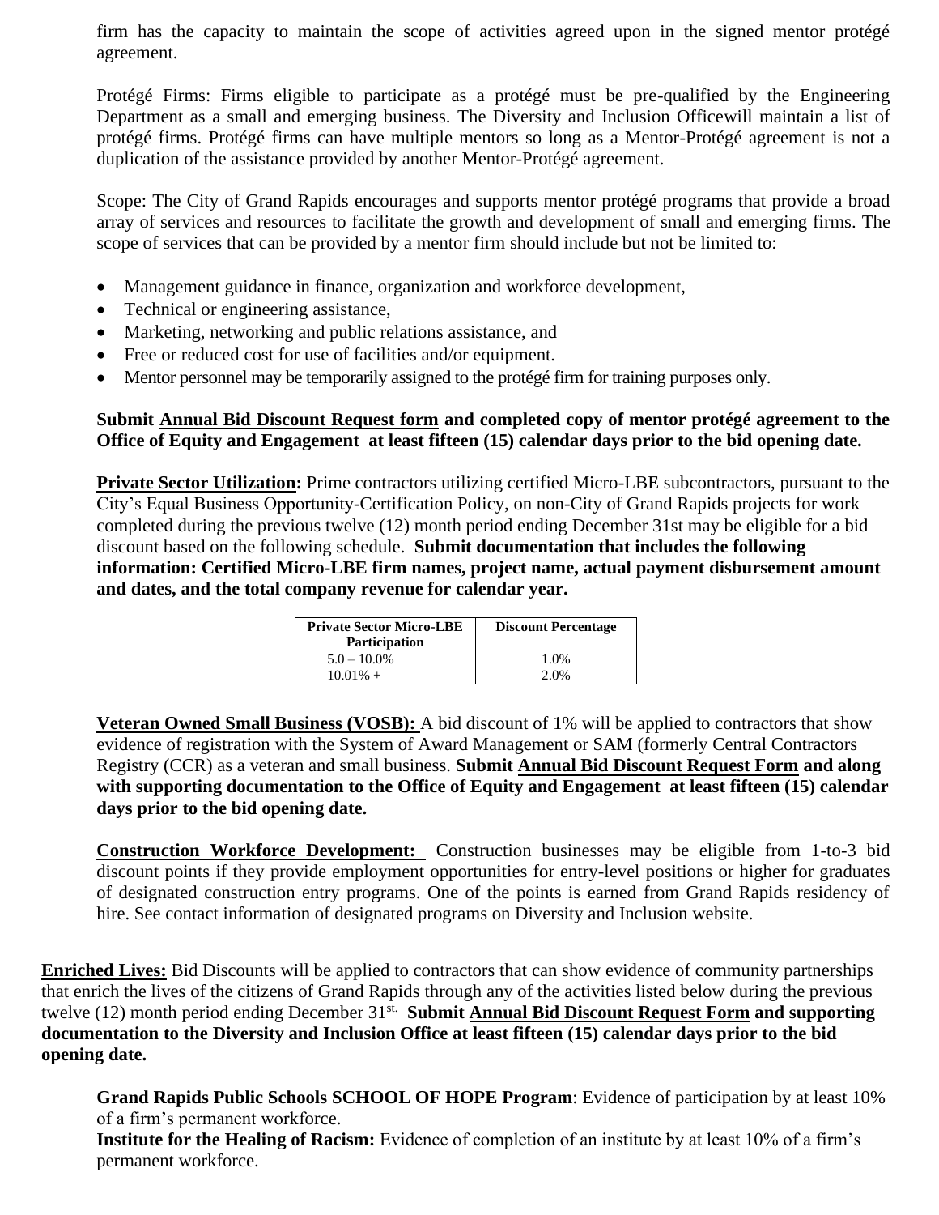firm has the capacity to maintain the scope of activities agreed upon in the signed mentor protégé agreement.

Protégé Firms: Firms eligible to participate as a protégé must be pre-qualified by the Engineering Department as a small and emerging business. The Diversity and Inclusion Officewill maintain a list of protégé firms. Protégé firms can have multiple mentors so long as a Mentor-Protégé agreement is not a duplication of the assistance provided by another Mentor-Protégé agreement.

Scope: The City of Grand Rapids encourages and supports mentor protégé programs that provide a broad array of services and resources to facilitate the growth and development of small and emerging firms. The scope of services that can be provided by a mentor firm should include but not be limited to:

- Management guidance in finance, organization and workforce development,
- Technical or engineering assistance,
- Marketing, networking and public relations assistance, and
- Free or reduced cost for use of facilities and/or equipment.
- Mentor personnel may be temporarily assigned to the protégé firm for training purposes only.

**Submit <u>Annual Bid Discount Request form</u> and completed copy of mentor protégé agreement to the Office of Equity and Engagement at least fifteen (15) calendar days prior to the bid opening date.**

**<u>Private Sector Utilization</u>:** Prime contractors utilizing certified Micro-LBE subcontractors, pursuant to the City's Equal Business Opportunity-Certification Policy, on non-City of Grand Rapids projects for work completed during the previous twelve (12) month period ending December 31st may be eligible for a bid discount based on the following schedule. **Submit documentation that includes the following information: Certified Micro-LBE firm names, project name, actual payment disbursement amount and dates, and the total company revenue for calendar year.**

| Private Sector Micro-LBE Participation | Discount Percentage |
|---|---|
| 5.0 – 10.0% | 1.0% |
| 10.01% + | 2.0% |

**<u>Veteran Owned Small Business (VOSB):</u>** A bid discount of 1% will be applied to contractors that show evidence of registration with the System of Award Management or SAM (formerly Central Contractors Registry (CCR) as a veteran and small business. **Submit <u>Annual Bid Discount Request Form</u> and along with supporting documentation to the Office of Equity and Engagement at least fifteen (15) calendar days prior to the bid opening date.**

**<u>Construction Workforce Development:</u>** Construction businesses may be eligible from 1-to-3 bid discount points if they provide employment opportunities for entry-level positions or higher for graduates of designated construction entry programs. One of the points is earned from Grand Rapids residency of hire. See contact information of designated programs on Diversity and Inclusion website.

**<u>Enriched Lives:</u>** Bid Discounts will be applied to contractors that can show evidence of community partnerships that enrich the lives of the citizens of Grand Rapids through any of the activities listed below during the previous twelve (12) month period ending December 31st. **Submit <u>Annual Bid Discount Request Form</u> and supporting documentation to the Diversity and Inclusion Office at least fifteen (15) calendar days prior to the bid opening date.**

**Grand Rapids Public Schools SCHOOL OF HOPE Program**: Evidence of participation by at least 10% of a firm's permanent workforce.
**Institute for the Healing of Racism:** Evidence of completion of an institute by at least 10% of a firm's permanent workforce.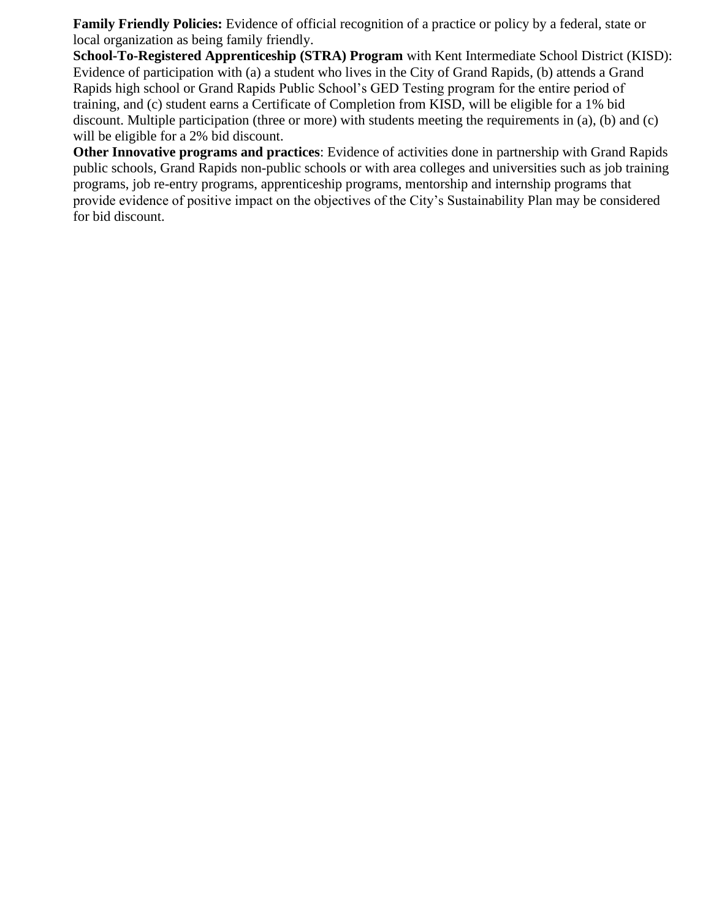**Family Friendly Policies:** Evidence of official recognition of a practice or policy by a federal, state or local organization as being family friendly.

**School-To-Registered Apprenticeship (STRA) Program** with Kent Intermediate School District (KISD): Evidence of participation with (a) a student who lives in the City of Grand Rapids, (b) attends a Grand Rapids high school or Grand Rapids Public School's GED Testing program for the entire period of training, and (c) student earns a Certificate of Completion from KISD, will be eligible for a 1% bid discount. Multiple participation (three or more) with students meeting the requirements in (a), (b) and (c) will be eligible for a 2% bid discount.

**Other Innovative programs and practices**: Evidence of activities done in partnership with Grand Rapids public schools, Grand Rapids non-public schools or with area colleges and universities such as job training programs, job re-entry programs, apprenticeship programs, mentorship and internship programs that provide evidence of positive impact on the objectives of the City's Sustainability Plan may be considered for bid discount.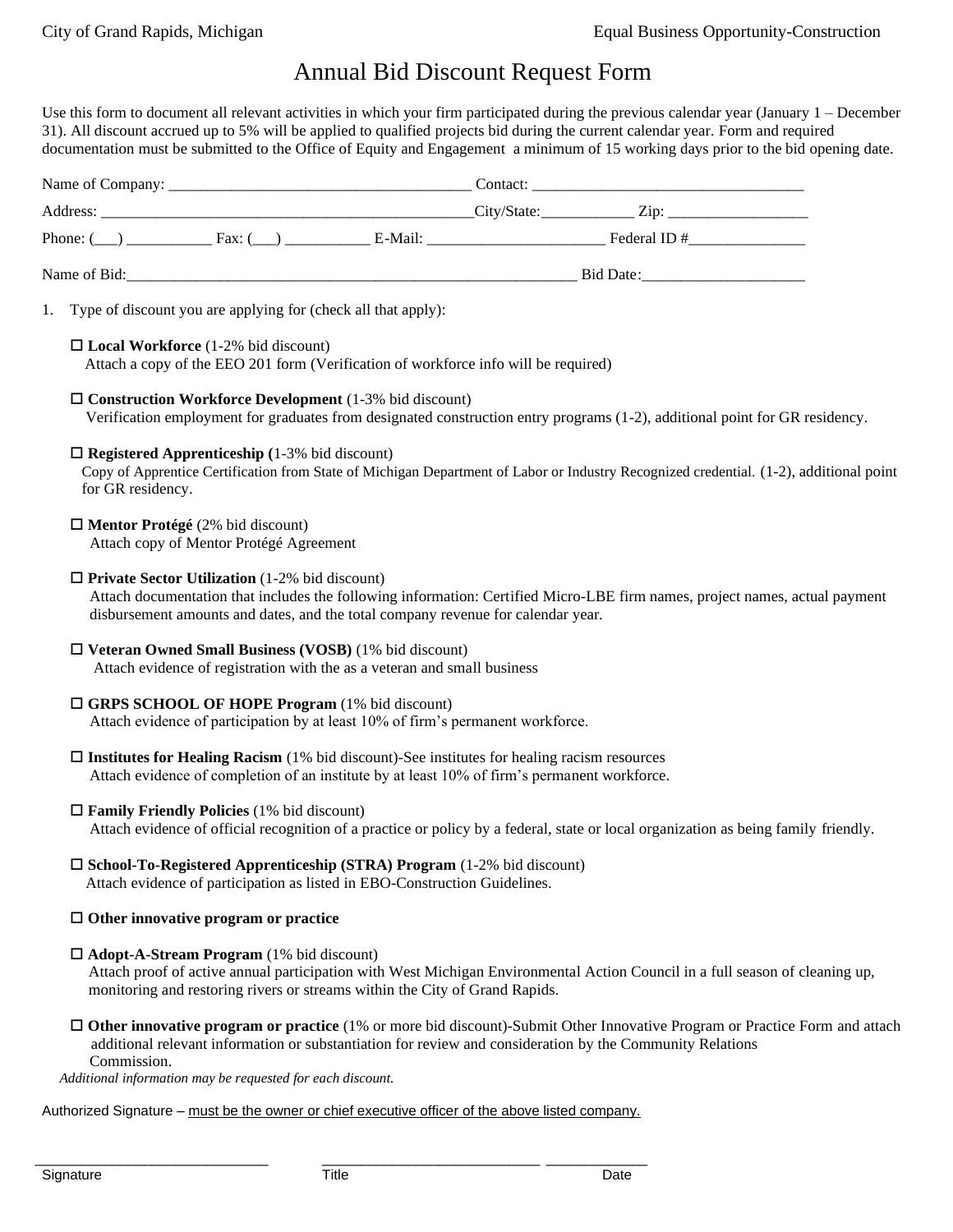City of Grand Rapids, Michigan Equal Business Opportunity-Construction

# Annual Bid Discount Request Form

Use this form to document all relevant activities in which your firm participated during the previous calendar year (January 1 – December 31). All discount accrued up to 5% will be applied to qualified projects bid during the current calendar year. Form and required documentation must be submitted to the Office of Equity and Engagement a minimum of 15 working days prior to the bid opening date.

Name of Company: ______________________________________ Contact: __________________________________

Address: _______________________________________________City/State:___________ Zip: _________________

Phone: (___) ___________ Fax: (___) ___________ E-Mail: ______________________ Federal ID #_______________

Name of Bid:_____________________________________________________ Bid Date:____________________

1. Type of discount you are applying for (check all that apply):

☐ **Local Workforce** (1-2% bid discount)
Attach a copy of the EEO 201 form (Verification of workforce info will be required)

☐ **Construction Workforce Development** (1-3% bid discount)
Verification employment for graduates from designated construction entry programs (1-2), additional point for GR residency.

☐ **Registered Apprenticeship (**1-3% bid discount)
Copy of Apprentice Certification from State of Michigan Department of Labor or Industry Recognized credential. (1-2), additional point for GR residency.

☐ **Mentor Protégé** (2% bid discount)
Attach copy of Mentor Protégé Agreement

☐ **Private Sector Utilization** (1-2% bid discount)
Attach documentation that includes the following information: Certified Micro-LBE firm names, project names, actual payment disbursement amounts and dates, and the total company revenue for calendar year.

☐ **Veteran Owned Small Business (VOSB)** (1% bid discount)
Attach evidence of registration with the as a veteran and small business

☐ **GRPS SCHOOL OF HOPE Program** (1% bid discount)
Attach evidence of participation by at least 10% of firm's permanent workforce.

☐ **Institutes for Healing Racism** (1% bid discount)-See institutes for healing racism resources
Attach evidence of completion of an institute by at least 10% of firm's permanent workforce.

☐ **Family Friendly Policies** (1% bid discount)
Attach evidence of official recognition of a practice or policy by a federal, state or local organization as being family friendly.

☐ **School-To-Registered Apprenticeship (STRA) Program** (1-2% bid discount)
Attach evidence of participation as listed in EBO-Construction Guidelines.

☐ **Other innovative program or practice**

☐ **Adopt-A-Stream Program** (1% bid discount)
Attach proof of active annual participation with West Michigan Environmental Action Council in a full season of cleaning up, monitoring and restoring rivers or streams within the City of Grand Rapids.

☐ **Other innovative program or practice** (1% or more bid discount)-Submit Other Innovative Program or Practice Form and attach additional relevant information or substantiation for review and consideration by the Community Relations Commission.

*Additional information may be requested for each discount.*

Authorized Signature – must be the owner or chief executive officer of the above listed company.

_____________________________ ____________________________ _____________

Signature Title Date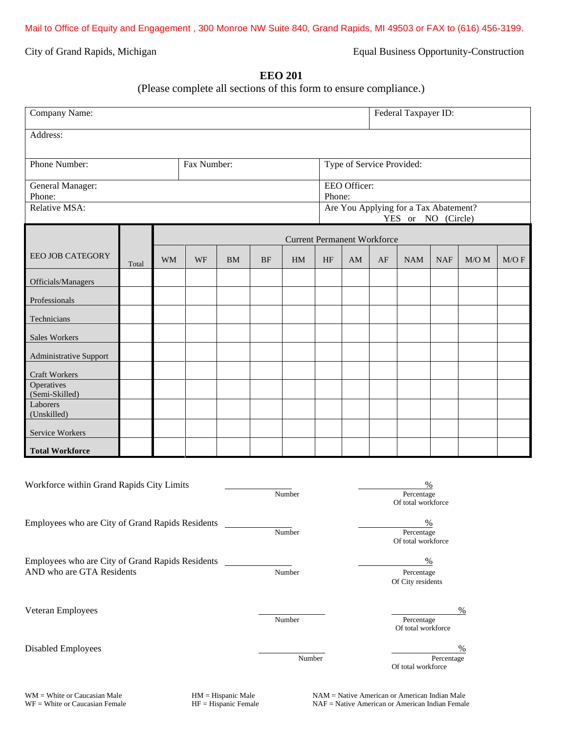Mail to Office of Equity and Engagement , 300 Monroe NW Suite 840, Grand Rapids, MI 49503 or FAX to (616) 456-3199.

City of Grand Rapids, Michigan | Equal Business Opportunity-Construction

# EEO 201

(Please complete all sections of this form to ensure compliance.)

| Company Name: | | Federal Taxpayer ID: |
|---|---|---|
| Address: | | |
| Phone Number: | Fax Number: | Type of Service Provided: |
| General Manager:<br>Phone: | | EEO Officer:<br>Phone: |
| Relative MSA: | | Are You Applying for a Tax Abatement?<br>YES or NO (Circle) |

| EEO JOB CATEGORY | Total | Current Permanent Workforce | | | | | | | | | | | |
|---|---|---|---|---|---|---|---|---|---|---|---|---|---|
| | | WM | WF | BM | BF | HM | HF | AM | AF | NAM | NAF | M/O M | M/O F |
| Officials/Managers | | | | | | | | | | | | | |
| Professionals | | | | | | | | | | | | | |
| Technicians | | | | | | | | | | | | | |
| Sales Workers | | | | | | | | | | | | | |
| Administrative Support | | | | | | | | | | | | | |
| Craft Workers | | | | | | | | | | | | | |
| Operatives (Semi-Skilled) | | | | | | | | | | | | | |
| Laborers (Unskilled) | | | | | | | | | | | | | |
| Service Workers | | | | | | | | | | | | | |
| **Total Workforce** | | | | | | | | | | | | | |

Workforce within Grand Rapids City Limits ____________ Number ____________% Percentage Of total workforce

Employees who are City of Grand Rapids Residents ____________ Number ____________% Percentage Of total workforce

Employees who are City of Grand Rapids Residents AND who are GTA Residents ____________ Number ____________% Percentage Of City residents

Veteran Employees ____________ Number ____________% Percentage Of total workforce

Disabled Employees ____________ Number ____________% Percentage Of total workforce

WM = White or Caucasian Male
WF = White or Caucasian Female
HM = Hispanic Male
HF = Hispanic Female
NAM = Native American or American Indian Male
NAF = Native American or American Indian Female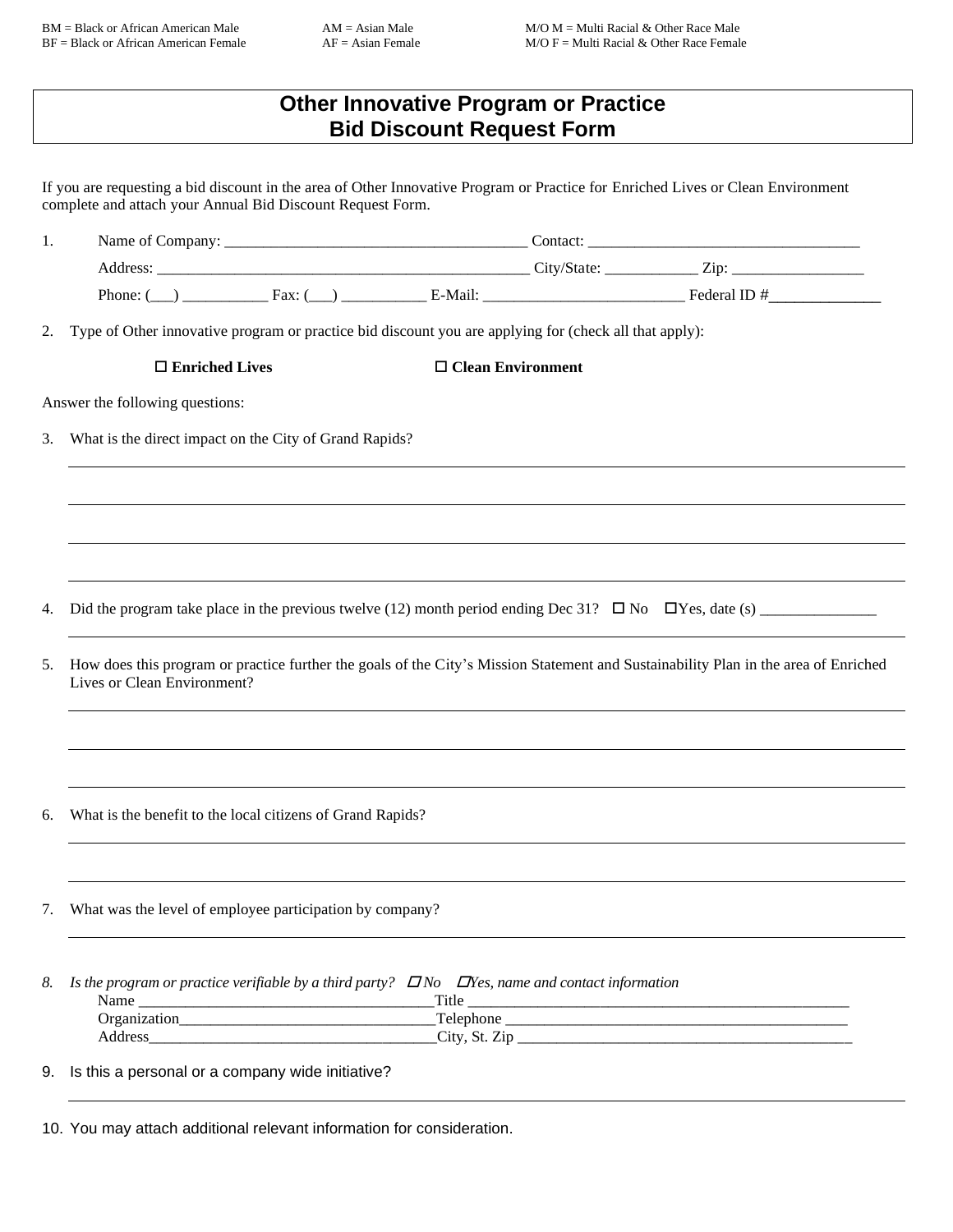BM = Black or African American Male	AM = Asian Male	M/O M = Multi Racial & Other Race Male
BF = Black or African American Female	AF = Asian Female	M/O F = Multi Racial & Other Race Female

# Other Innovative Program or Practice
# Bid Discount Request Form

If you are requesting a bid discount in the area of Other Innovative Program or Practice for Enriched Lives or Clean Environment complete and attach your Annual Bid Discount Request Form.

1. Name of Company: _______________________________________ Contact: ___________________________________

   Address: ________________________________________________ City/State: ____________ Zip: _________________

   Phone: (___) ___________ Fax: (___) ___________ E-Mail: __________________________ Federal ID #______________

2. Type of Other innovative program or practice bid discount you are applying for (check all that apply):

   ☐ **Enriched Lives**	☐ **Clean Environment**

Answer the following questions:

3. What is the direct impact on the City of Grand Rapids?

   ______________________________________________________________________________

   ______________________________________________________________________________

   ______________________________________________________________________________

   ______________________________________________________________________________

4. Did the program take place in the previous twelve (12) month period ending Dec 31? ☐ No ☐ Yes, date (s) _______________

   ______________________________________________________________________________

5. How does this program or practice further the goals of the City's Mission Statement and Sustainability Plan in the area of Enriched Lives or Clean Environment?

   ______________________________________________________________________________

   ______________________________________________________________________________

   ______________________________________________________________________________

6. What is the benefit to the local citizens of Grand Rapids?

   ______________________________________________________________________________

   ______________________________________________________________________________

7. What was the level of employee participation by company?

   ______________________________________________________________________________

8. *Is the program or practice verifiable by a third party? ☐ No ☐ Yes, name and contact information*

   Name ______________________________________Title ___________________________________________________

   Organization_________________________________Telephone ______________________________________________

   Address_____________________________________City, St. Zip ____________________________________________

9. Is this a personal or a company wide initiative?

   ______________________________________________________________________________

10. You may attach additional relevant information for consideration.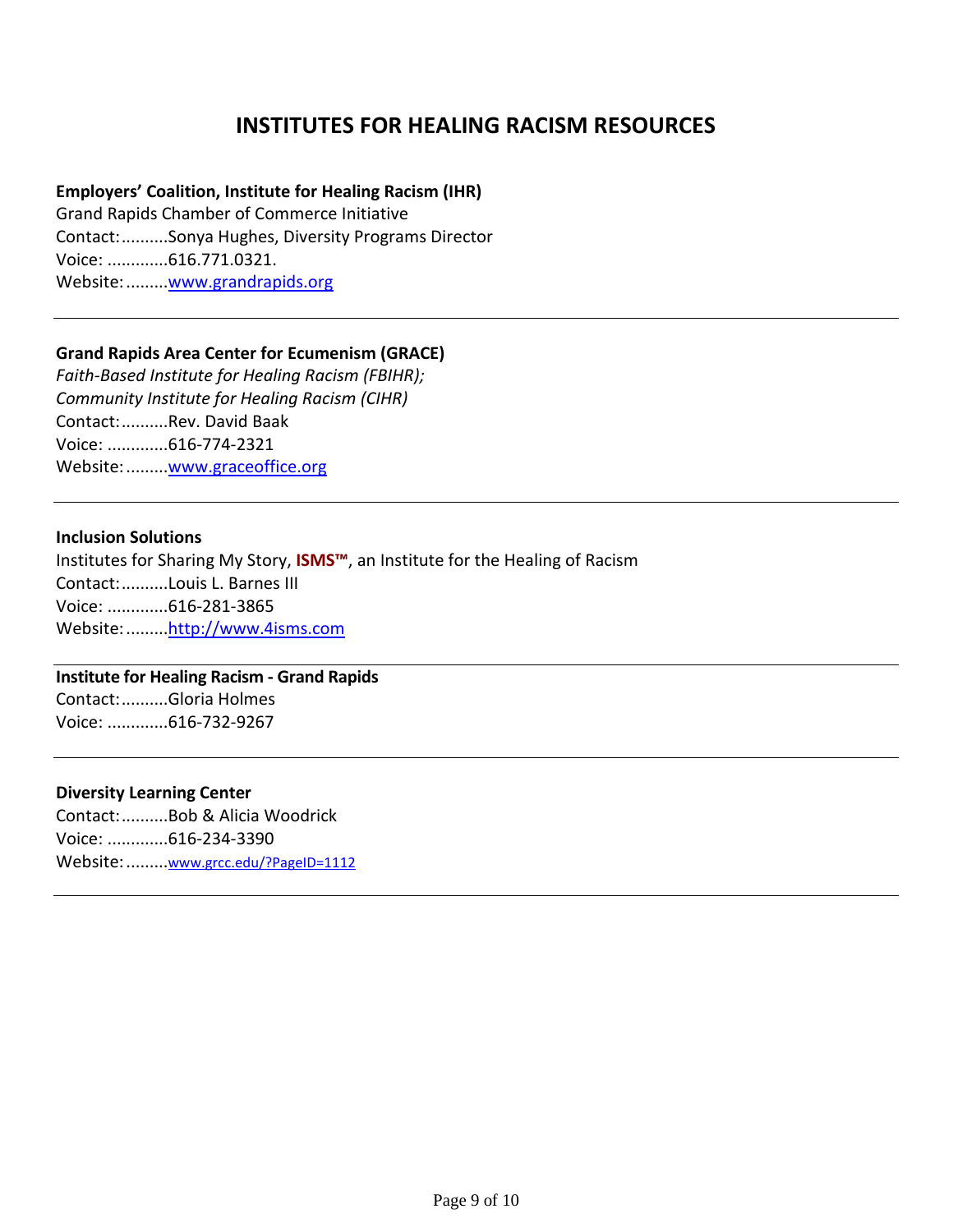# INSTITUTES FOR HEALING RACISM RESOURCES

**Employers' Coalition, Institute for Healing Racism (IHR)**
Grand Rapids Chamber of Commerce Initiative
Contact:..........Sonya Hughes, Diversity Programs Director
Voice: .............616.771.0321.
Website:.........[www.grandrapids.org](http://www.grandrapids.org)

---

**Grand Rapids Area Center for Ecumenism (GRACE)**
*Faith-Based Institute for Healing Racism (FBIHR);*
*Community Institute for Healing Racism (CIHR)*
Contact:..........Rev. David Baak
Voice: .............616-774-2321
Website:.........[www.graceoffice.org](http://www.graceoffice.org)

---

**Inclusion Solutions**
Institutes for Sharing My Story, **ISMS™**, an Institute for the Healing of Racism
Contact:..........Louis L. Barnes III
Voice: .............616-281-3865
Website:.........[http://www.4isms.com](http://www.4isms.com)

---

**Institute for Healing Racism - Grand Rapids**
Contact:..........Gloria Holmes
Voice: .............616-732-9267

---

**Diversity Learning Center**
Contact:..........Bob & Alicia Woodrick
Voice: .............616-234-3390
Website:.........[www.grcc.edu/?PageID=1112](http://www.grcc.edu/?PageID=1112)

---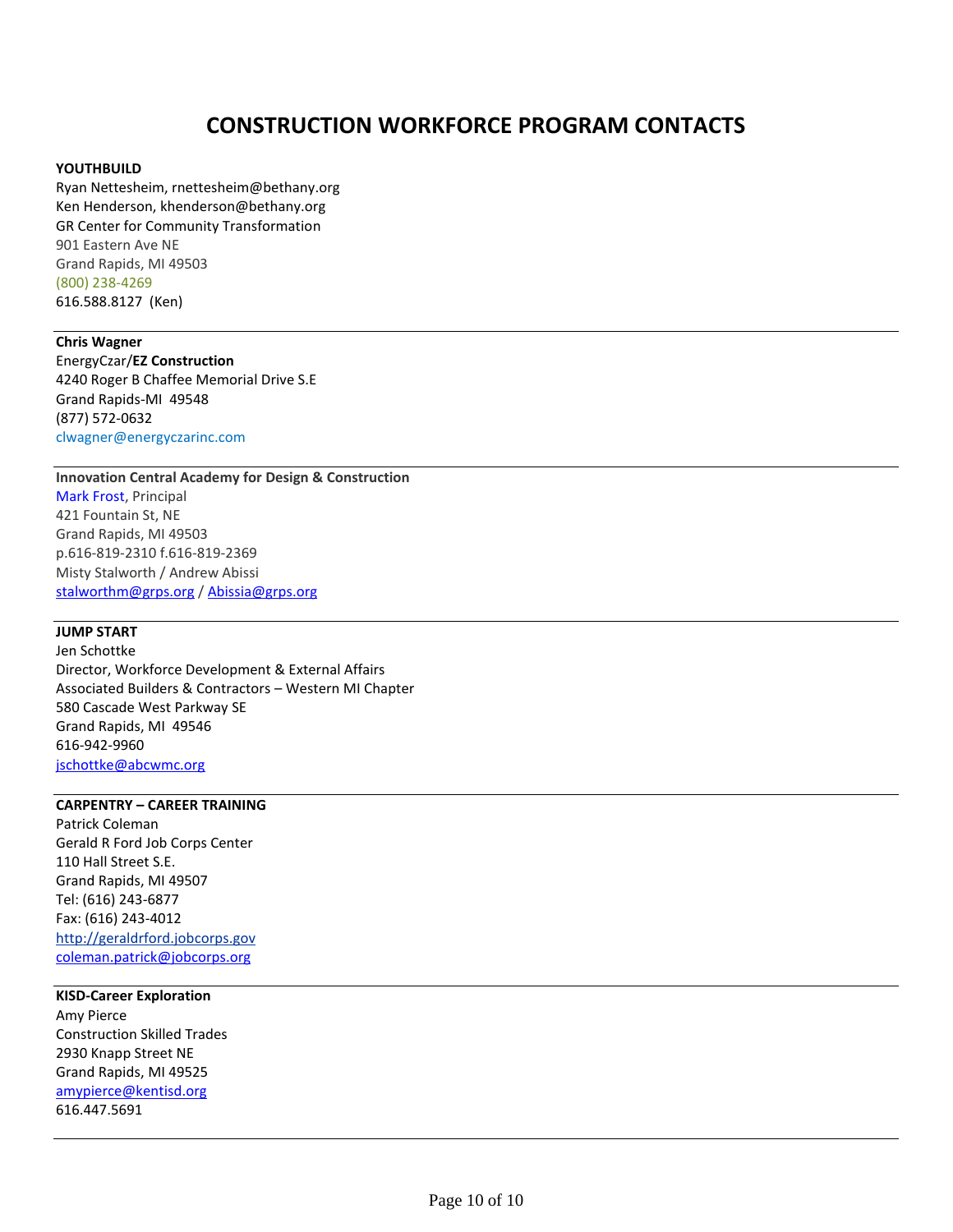# CONSTRUCTION WORKFORCE PROGRAM CONTACTS

**YOUTHBUILD**
Ryan Nettesheim, rnettesheim@bethany.org
Ken Henderson, khenderson@bethany.org
GR Center for Community Transformation
901 Eastern Ave NE
Grand Rapids, MI 49503
(800) 238-4269
616.588.8127 (Ken)

---

**Chris Wagner**
EnergyCzar/**EZ Construction**
4240 Roger B Chaffee Memorial Drive S.E
Grand Rapids-MI 49548
(877) 572-0632
clwagner@energyczarinc.com

---

**Innovation Central Academy for Design & Construction**
Mark Frost, Principal
421 Fountain St, NE
Grand Rapids, MI 49503
p.616-819-2310 f.616-819-2369
Misty Stalworth / Andrew Abissi
stalworthm@grps.org / Abissia@grps.org

---

**JUMP START**
Jen Schottke
Director, Workforce Development & External Affairs
Associated Builders & Contractors – Western MI Chapter
580 Cascade West Parkway SE
Grand Rapids, MI 49546
616-942-9960
jschottke@abcwmc.org

---

**CARPENTRY – CAREER TRAINING**
Patrick Coleman
Gerald R Ford Job Corps Center
110 Hall Street S.E.
Grand Rapids, MI 49507
Tel: (616) 243-6877
Fax: (616) 243-4012
http://geraldrford.jobcorps.gov
coleman.patrick@jobcorps.org

---

**KISD-Career Exploration**
Amy Pierce
Construction Skilled Trades
2930 Knapp Street NE
Grand Rapids, MI 49525
amypierce@kentisd.org
616.447.5691

---